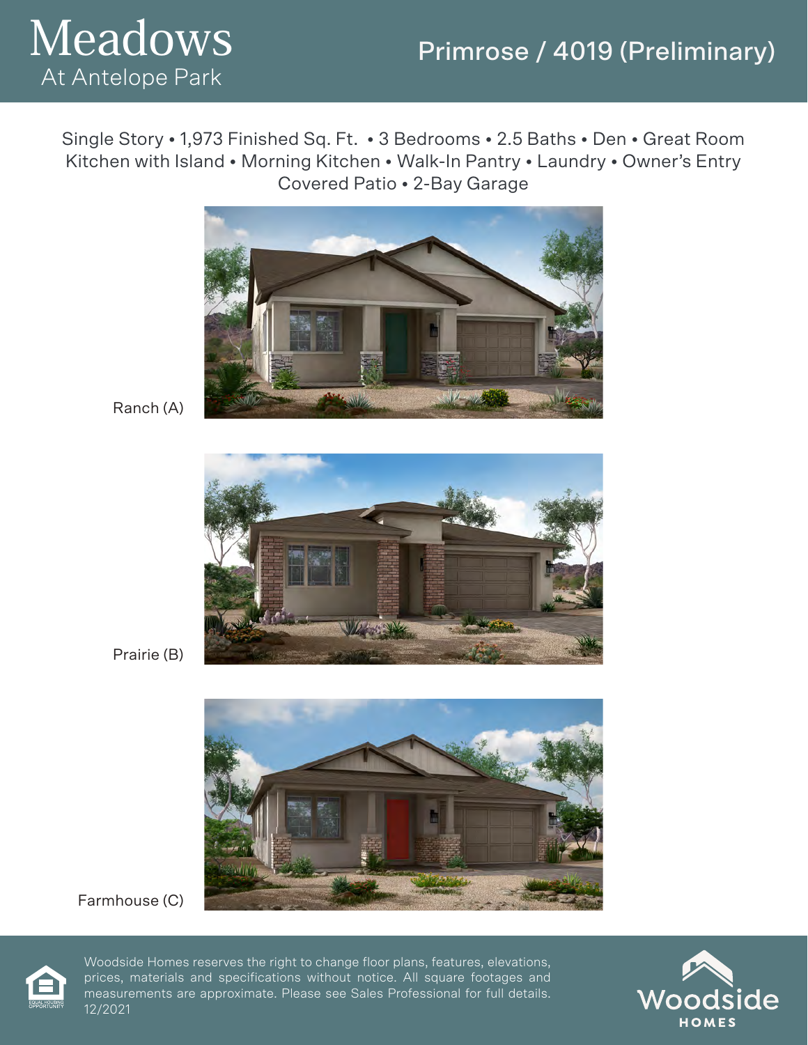# Meadows
At Antelope Park

## Primrose / 4019 (Preliminary)

Single Story • 1,973 Finished Sq. Ft. • 3 Bedrooms • 2.5 Baths • Den • Great Room
Kitchen with Island • Morning Kitchen • Walk-In Pantry • Laundry • Owner's Entry
Covered Patio • 2-Bay Garage

Ranch (A)

Prairie (B)

Farmhouse (C)

Woodside Homes reserves the right to change floor plans, features, elevations, prices, materials and specifications without notice. All square footages and measurements are approximate. Please see Sales Professional for full details. 12/2021

Woodside HOMES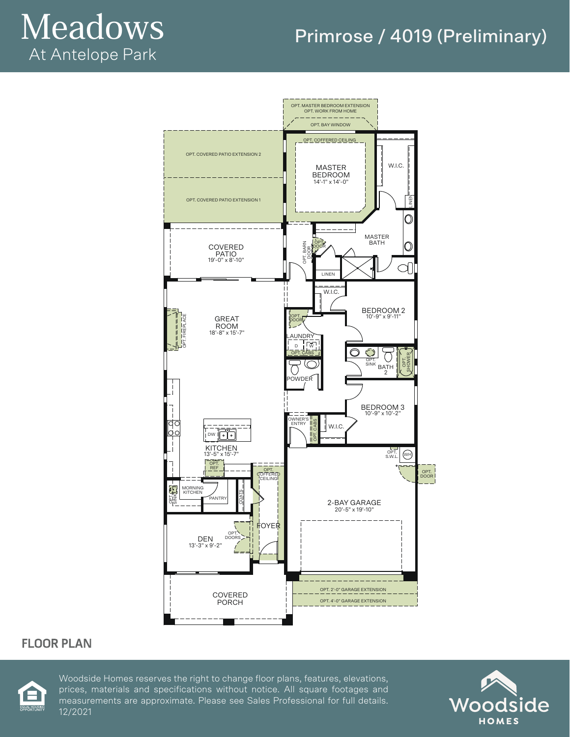# Meadows
At Antelope Park

## Primrose / 4019 (Preliminary)

OPT. MASTER BEDROOM EXTENSION
OPT. WORK FROM HOME
OPT. BAY WINDOW
OPT. COFFERED CEILING

MASTER BEDROOM
14'-1" x 14'-0"

W.I.C.
LINEN
MASTER BATH
OPT. BARN DOOR
OPT. DOOR
LINEN

OPT. COVERED PATIO EXTENSION 2
OPT. COVERED PATIO EXTENSION 1

COVERED PATIO
19'-0" x 8'-10"

GREAT ROOM
18'-8" x 15'-7"
OPT. FIREPLACE

W.I.C.
BEDROOM 2
10'-9" x 9'-11"

OPT. DOOR
LAUNDRY
D
W
OPT. CABS

POWDER

OPT. SINK
BATH 2
OPT. SHOWER

BEDROOM 3
10'-9" x 10'-2"

OWNER'S ENTRY
OPT. CABS
W.I.C.

DW
KITCHEN
13'-5" x 15'-7"
OPT. REF

OPT. S.W.L.
WH
OPT. DOOR

OPT. SINK
MORNING KITCHEN
PANTRY
COATS
OPT. COFFERED CEILING

2-BAY GARAGE
20'-5" x 19'-10"

FOYER
OPT. DOORS
DEN
13'-3" x 9'-2"

COVERED PORCH

OPT. 2'-0" GARAGE EXTENSION
OPT. 4'-0" GARAGE EXTENSION

## FLOOR PLAN

EQUAL HOUSING OPPORTUNITY

Woodside Homes reserves the right to change floor plans, features, elevations, prices, materials and specifications without notice. All square footages and measurements are approximate. Please see Sales Professional for full details. 12/2021

Woodside HOMES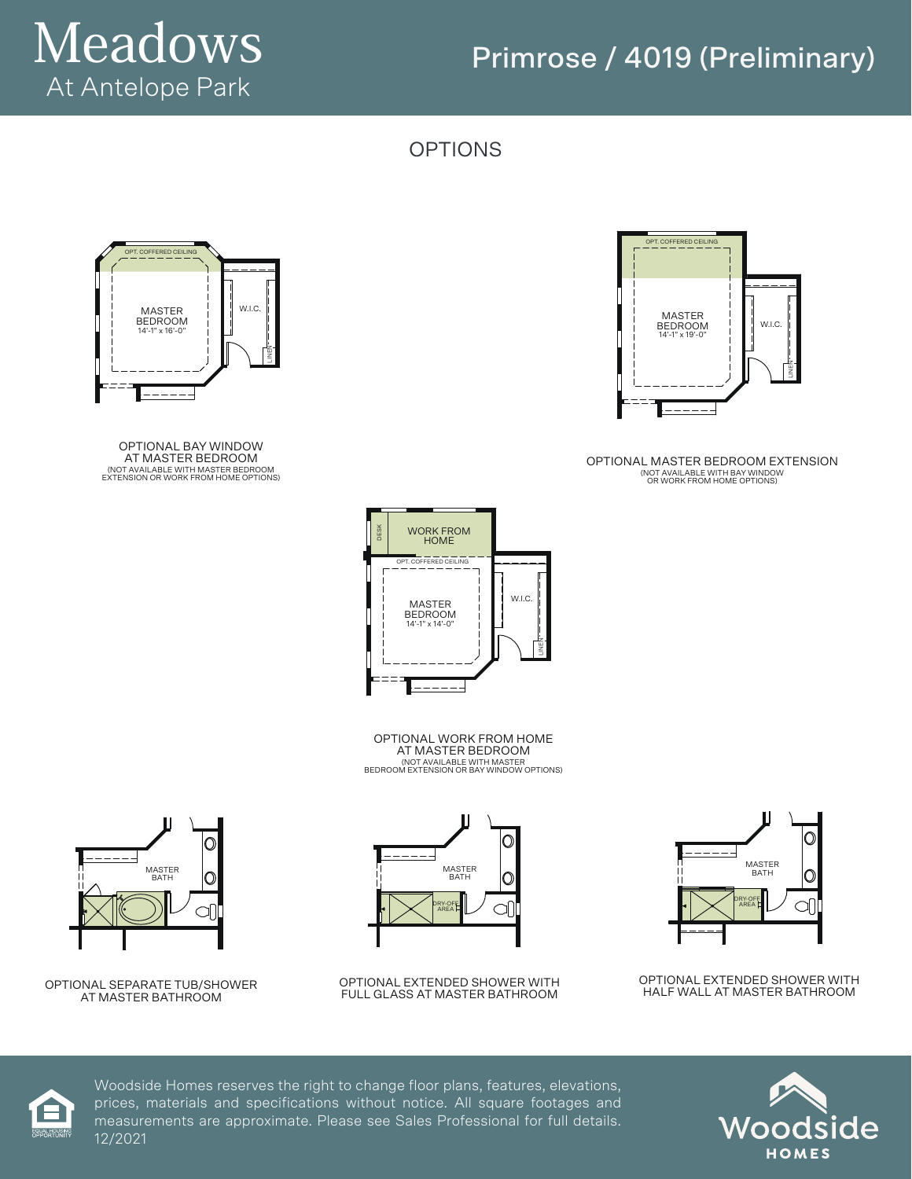# Meadows
At Antelope Park

## Primrose / 4019 (Preliminary)

## OPTIONS

OPT. COFFERED CEILING

MASTER BEDROOM
14'-1" x 16'-0"

W.I.C.

LINEN

OPTIONAL BAY WINDOW AT MASTER BEDROOM
(NOT AVAILABLE WITH MASTER BEDROOM EXTENSION OR WORK FROM HOME OPTIONS)

OPT. COFFERED CEILING

MASTER BEDROOM
14'-1" x 19'-0"

W.I.C.

LINEN

OPTIONAL MASTER BEDROOM EXTENSION
(NOT AVAILABLE WITH BAY WINDOW OR WORK FROM HOME OPTIONS)

DESK

WORK FROM HOME

OPT. COFFERED CEILING

MASTER BEDROOM
14'-1" x 14'-0"

W.I.C.

LINEN

OPTIONAL WORK FROM HOME AT MASTER BEDROOM
(NOT AVAILABLE WITH MASTER BEDROOM EXTENSION OR BAY WINDOW OPTIONS)

MASTER BATH

OPTIONAL SEPARATE TUB/SHOWER AT MASTER BATHROOM

MASTER BATH

DRY-OFF AREA

OPTIONAL EXTENDED SHOWER WITH FULL GLASS AT MASTER BATHROOM

MASTER BATH

DRY-OFF AREA

OPTIONAL EXTENDED SHOWER WITH HALF WALL AT MASTER BATHROOM

EQUAL HOUSING OPPORTUNITY

Woodside Homes reserves the right to change floor plans, features, elevations, prices, materials and specifications without notice. All square footages and measurements are approximate. Please see Sales Professional for full details. 12/2021

Woodside HOMES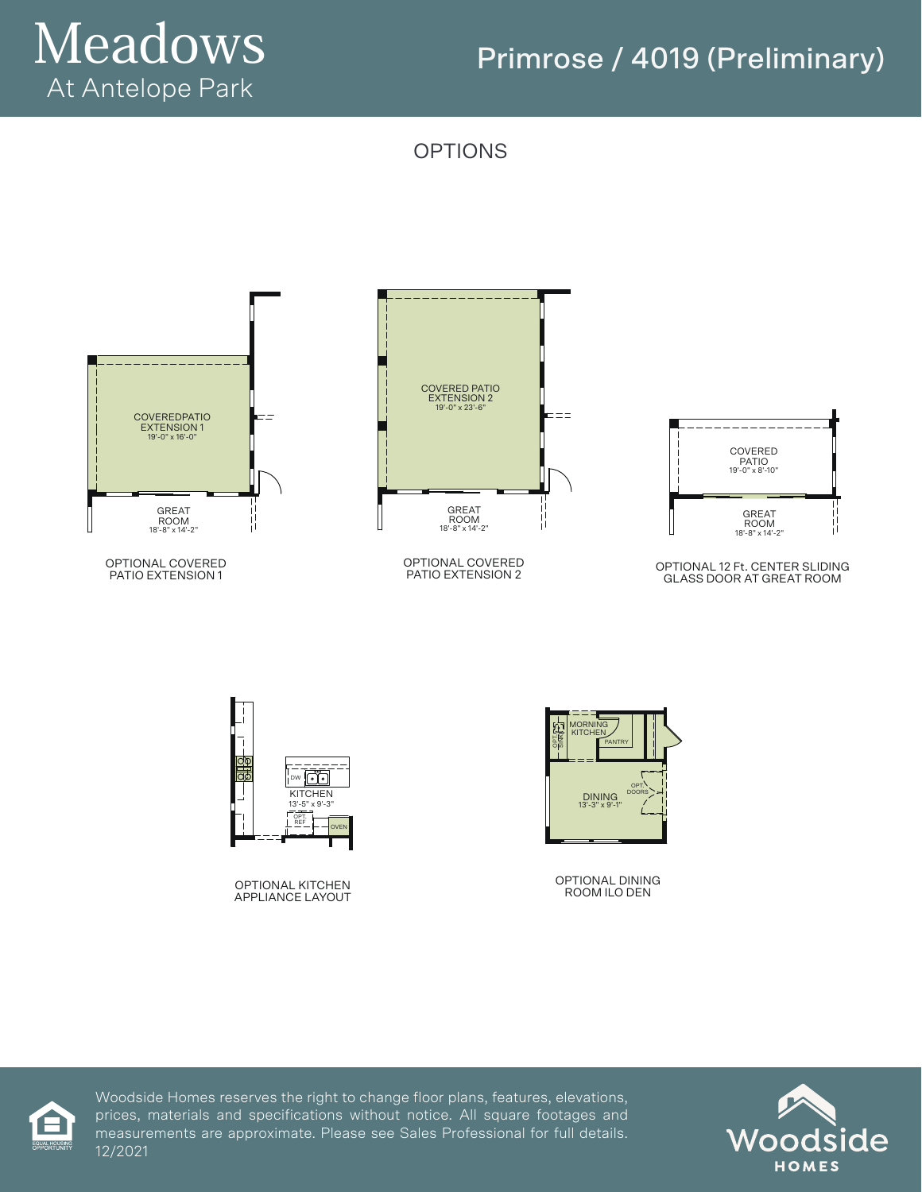# Meadows
At Antelope Park

## Primrose / 4019 (Preliminary)

### OPTIONS

COVEREDPATIO
EXTENSION 1
19'-0" x 16'-0"

GREAT
ROOM
18'-8" x 14'-2"

OPTIONAL COVERED
PATIO EXTENSION 1

COVERED PATIO
EXTENSION 2
19'-0" x 23'-6"

GREAT
ROOM
18'-8" x 14'-2"

OPTIONAL COVERED
PATIO EXTENSION 2

COVERED
PATIO
19'-0" x 8'-10"

GREAT
ROOM
18'-8" x 14'-2"

OPTIONAL 12 Ft. CENTER SLIDING
GLASS DOOR AT GREAT ROOM

DW

KITCHEN
13'-5" x 9'-3"

OPT.
REF

OVEN

OPTIONAL KITCHEN
APPLIANCE LAYOUT

OPT.
SINK

MORNING
KITCHEN

PANTRY

OPT.
DOORS

DINING
13'-3" x 9'-1"

OPTIONAL DINING
ROOM ILO DEN

Woodside Homes reserves the right to change floor plans, features, elevations, prices, materials and specifications without notice. All square footages and measurements are approximate. Please see Sales Professional for full details. 12/2021

EQUAL HOUSING OPPORTUNITY

Woodside HOMES